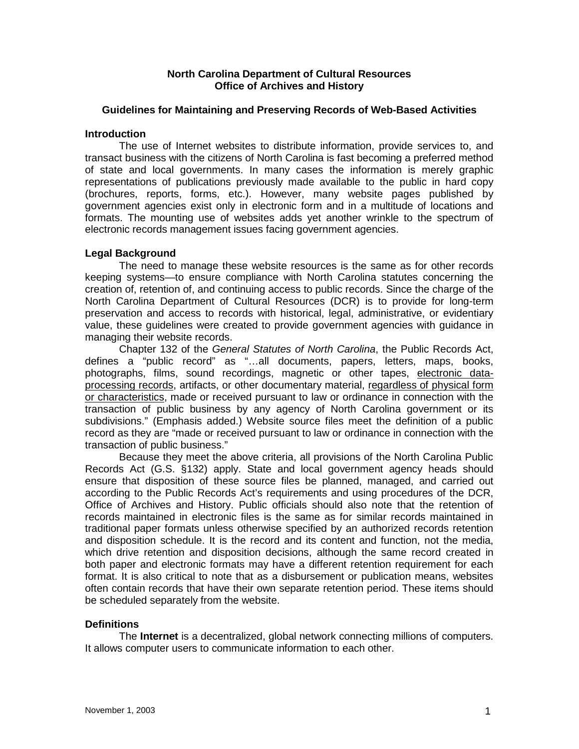**North Carolina Department of Cultural Resources**
**Office of Archives and History**

## Guidelines for Maintaining and Preserving Records of Web-Based Activities

### Introduction

The use of Internet websites to distribute information, provide services to, and transact business with the citizens of North Carolina is fast becoming a preferred method of state and local governments. In many cases the information is merely graphic representations of publications previously made available to the public in hard copy (brochures, reports, forms, etc.). However, many website pages published by government agencies exist only in electronic form and in a multitude of locations and formats. The mounting use of websites adds yet another wrinkle to the spectrum of electronic records management issues facing government agencies.

### Legal Background

The need to manage these website resources is the same as for other records keeping systems—to ensure compliance with North Carolina statutes concerning the creation of, retention of, and continuing access to public records. Since the charge of the North Carolina Department of Cultural Resources (DCR) is to provide for long-term preservation and access to records with historical, legal, administrative, or evidentiary value, these guidelines were created to provide government agencies with guidance in managing their website records.

Chapter 132 of the *General Statutes of North Carolina*, the Public Records Act, defines a "public record" as "…all documents, papers, letters, maps, books, photographs, films, sound recordings, magnetic or other tapes, <u>electronic data-processing records</u>, artifacts, or other documentary material, <u>regardless of physical form or characteristics</u>, made or received pursuant to law or ordinance in connection with the transaction of public business by any agency of North Carolina government or its subdivisions." (Emphasis added.) Website source files meet the definition of a public record as they are "made or received pursuant to law or ordinance in connection with the transaction of public business."

Because they meet the above criteria, all provisions of the North Carolina Public Records Act (G.S. §132) apply. State and local government agency heads should ensure that disposition of these source files be planned, managed, and carried out according to the Public Records Act's requirements and using procedures of the DCR, Office of Archives and History. Public officials should also note that the retention of records maintained in electronic files is the same as for similar records maintained in traditional paper formats unless otherwise specified by an authorized records retention and disposition schedule. It is the record and its content and function, not the media, which drive retention and disposition decisions, although the same record created in both paper and electronic formats may have a different retention requirement for each format. It is also critical to note that as a disbursement or publication means, websites often contain records that have their own separate retention period. These items should be scheduled separately from the website.

### Definitions

The **Internet** is a decentralized, global network connecting millions of computers. It allows computer users to communicate information to each other.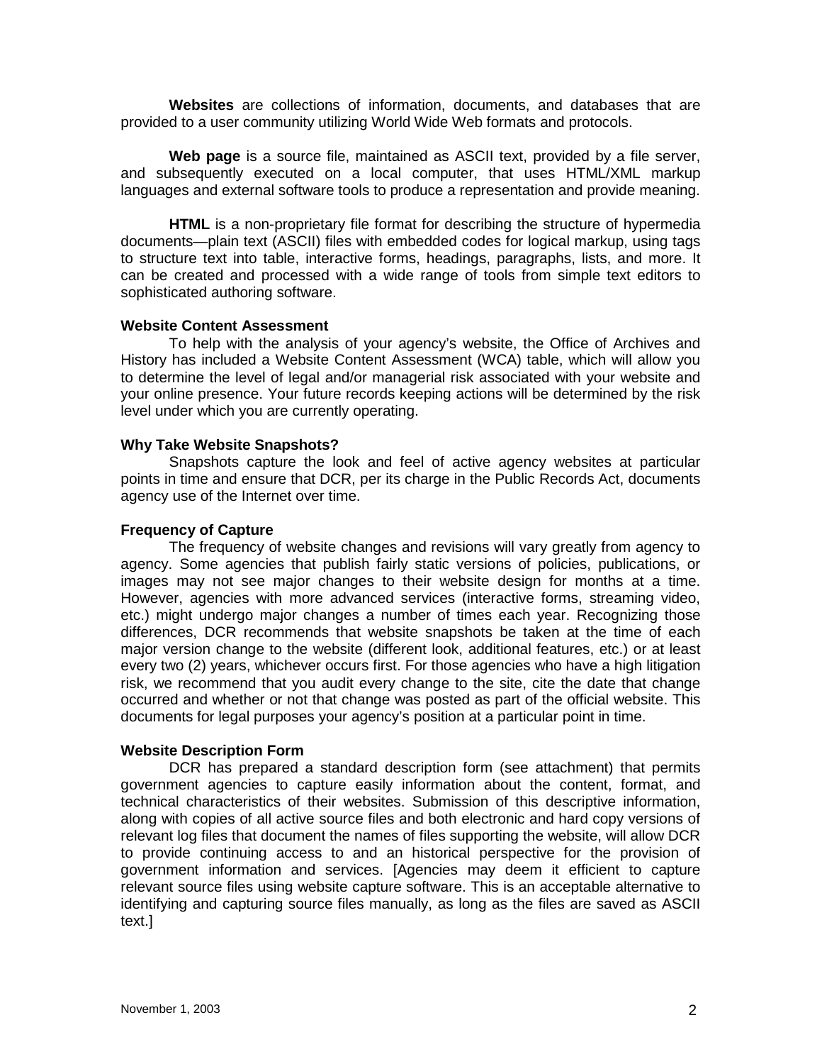**Websites** are collections of information, documents, and databases that are provided to a user community utilizing World Wide Web formats and protocols.

**Web page** is a source file, maintained as ASCII text, provided by a file server, and subsequently executed on a local computer, that uses HTML/XML markup languages and external software tools to produce a representation and provide meaning.

**HTML** is a non-proprietary file format for describing the structure of hypermedia documents—plain text (ASCII) files with embedded codes for logical markup, using tags to structure text into table, interactive forms, headings, paragraphs, lists, and more. It can be created and processed with a wide range of tools from simple text editors to sophisticated authoring software.

**Website Content Assessment**

To help with the analysis of your agency's website, the Office of Archives and History has included a Website Content Assessment (WCA) table, which will allow you to determine the level of legal and/or managerial risk associated with your website and your online presence. Your future records keeping actions will be determined by the risk level under which you are currently operating.

**Why Take Website Snapshots?**

Snapshots capture the look and feel of active agency websites at particular points in time and ensure that DCR, per its charge in the Public Records Act, documents agency use of the Internet over time.

**Frequency of Capture**

The frequency of website changes and revisions will vary greatly from agency to agency. Some agencies that publish fairly static versions of policies, publications, or images may not see major changes to their website design for months at a time. However, agencies with more advanced services (interactive forms, streaming video, etc.) might undergo major changes a number of times each year. Recognizing those differences, DCR recommends that website snapshots be taken at the time of each major version change to the website (different look, additional features, etc.) or at least every two (2) years, whichever occurs first. For those agencies who have a high litigation risk, we recommend that you audit every change to the site, cite the date that change occurred and whether or not that change was posted as part of the official website. This documents for legal purposes your agency's position at a particular point in time.

**Website Description Form**

DCR has prepared a standard description form (see attachment) that permits government agencies to capture easily information about the content, format, and technical characteristics of their websites. Submission of this descriptive information, along with copies of all active source files and both electronic and hard copy versions of relevant log files that document the names of files supporting the website, will allow DCR to provide continuing access to and an historical perspective for the provision of government information and services. [Agencies may deem it efficient to capture relevant source files using website capture software. This is an acceptable alternative to identifying and capturing source files manually, as long as the files are saved as ASCII text.]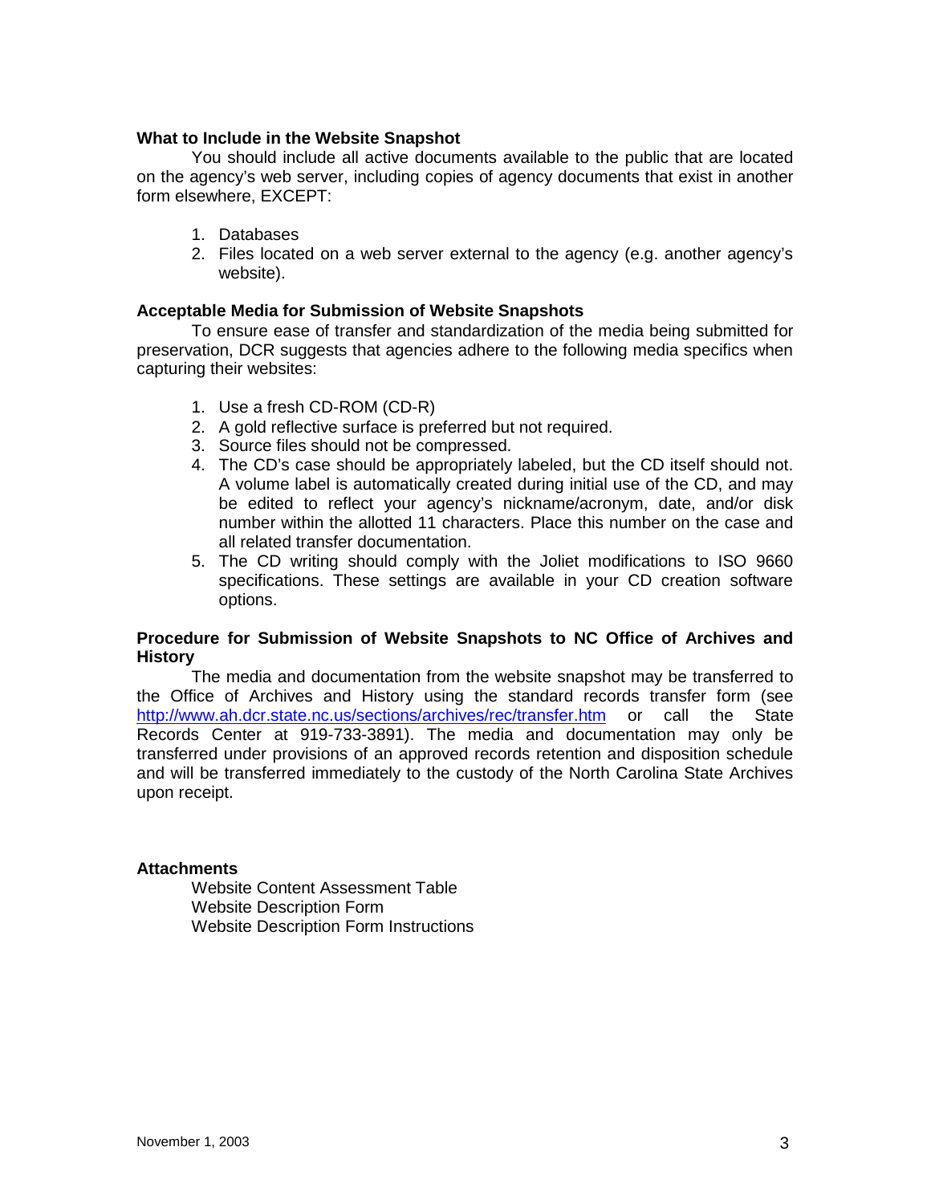**What to Include in the Website Snapshot**

You should include all active documents available to the public that are located on the agency's web server, including copies of agency documents that exist in another form elsewhere, EXCEPT:

1. Databases
2. Files located on a web server external to the agency (e.g. another agency's website).

**Acceptable Media for Submission of Website Snapshots**

To ensure ease of transfer and standardization of the media being submitted for preservation, DCR suggests that agencies adhere to the following media specifics when capturing their websites:

1. Use a fresh CD-ROM (CD-R)
2. A gold reflective surface is preferred but not required.
3. Source files should not be compressed.
4. The CD's case should be appropriately labeled, but the CD itself should not. A volume label is automatically created during initial use of the CD, and may be edited to reflect your agency's nickname/acronym, date, and/or disk number within the allotted 11 characters. Place this number on the case and all related transfer documentation.
5. The CD writing should comply with the Joliet modifications to ISO 9660 specifications. These settings are available in your CD creation software options.

**Procedure for Submission of Website Snapshots to NC Office of Archives and History**

The media and documentation from the website snapshot may be transferred to the Office of Archives and History using the standard records transfer form (see http://www.ah.dcr.state.nc.us/sections/archives/rec/transfer.htm or call the State Records Center at 919-733-3891). The media and documentation may only be transferred under provisions of an approved records retention and disposition schedule and will be transferred immediately to the custody of the North Carolina State Archives upon receipt.

**Attachments**

Website Content Assessment Table
Website Description Form
Website Description Form Instructions

November 1, 2003